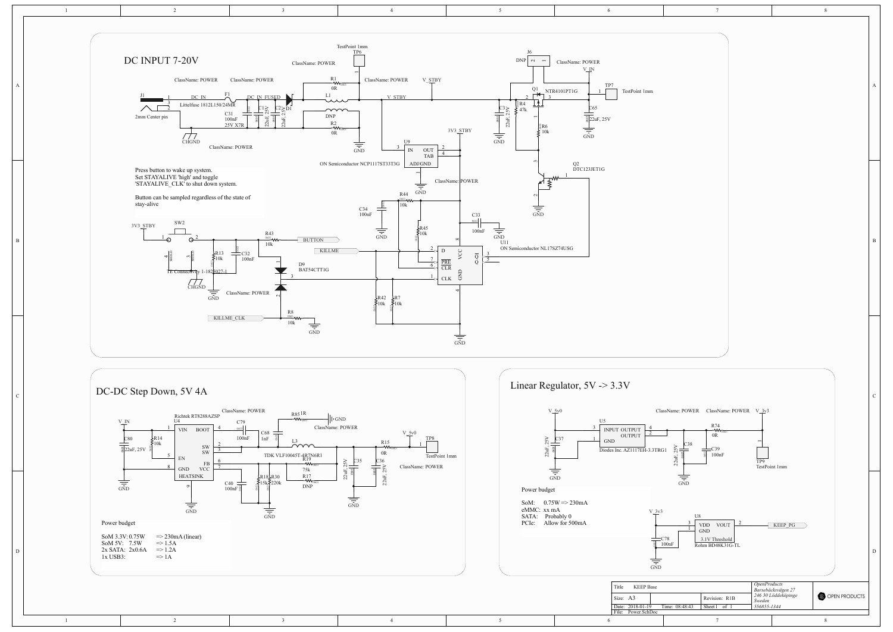## DC INPUT 7-20V

Press button to wake up system.
Set STAYALIVE 'high' and toggle 'STAYALIVE_CLK' to shut down system.

Button can be sampled regardless of the state of stay-alive

J1 — 2mm Center pin
F1 — Littelfuse 1812L150/24MR
C31 — 100nF 25V X7R
C1, C2 — 22uF, 25V
D1
R1 — 0R
L1
R2 — 0R (DNP)
U9 — ON Semiconductor NCP1117ST33T3G
C3 — 22uF, 25V
R4 — 47k
Q1 — NTR4101PT1G
R6 — 10k
J6 — DNP
TP6 — TestPoint 1mm
TP7 — TestPoint 1mm
C65 — 22uF, 25V
Q2 — DTC123JET1G
SW2 — TE Connectivity 1-1825027-1
R13 — 10k
C32 — 100nF
R43 — 10k
D9 — BAT54CTT1G
R8 — 10k
C34 — 100nF
R44 — 10k
R45 — 10k
C33 — 100nF
U11 — ON Semiconductor NL17SZ74USG
R42 — 10k
R7 — 10k

Nets: DC_IN, DC_IN_FUSED, V_STBY, 3V3_STBY, V_IN, BUTTON, KILLME, KILLME_CLK, CHGND, GND

## DC-DC Step Down, 5V 4A

U4 — Richtek RT8288AZSP
R14 — 10k
C80 — 22uF, 25V
C79 — 100nF
C68 — 1nF
R85 — 1R
L3 — TDK VLF10045T-4R7N6R1
R19 — 75k
R17 — DNP
R18 — 15k
R30 — 220k
C40 — 100nF
C35 — 22uF, 25V
C36 — 22uF, 25V
R15 — 0R
TP8 — TestPoint 1mm

Nets: V_IN, V_5v0, GND

Power budget

| | | |
|---|---|---|
| SoM 3.3V: | 0.75W | => 230mA (linear) |
| SoM 5V: | 7.5W | => 1.5A |
| 2x SATA: | 2x0.6A | => 1.2A |
| 1x USB3: | | => 1A |

## Linear Regulator, 5V -> 3.3V

U5 — Diodes Inc. AZ1117EH-3.3TRG1
C37 — 22uF, 25V
C38 — 22uF, 25V
C39 — 100nF
R74 — 0R
TP9 — TestPoint 1mm
U8 — Rohm BD48K31G-TL (3.1V Threshold)
C78 — 100nF

Nets: V_5v0, V_3v3, KEEP_PG, GND

Power budget

| | |
|---|---|
| SoM: | 0.75W => 230mA |
| eMMC: | xx mA |
| SATA: | Probably 0 |
| PCIe: | Allow for 500mA |

| | | |
|---|---|---|
| Title: KEEP Base | | |
| Size: A3 | | Revision: R1B |
| Date: 2018-01-19 | Time: 08:48:43 | Sheet 1 of 1 |
| File: Power.SchDoc | | |

OpenProducts
Barsebäcksvägen 27
246 30 Löddeköpinge
Sweden
556855-1344

OPEN PRODUCTS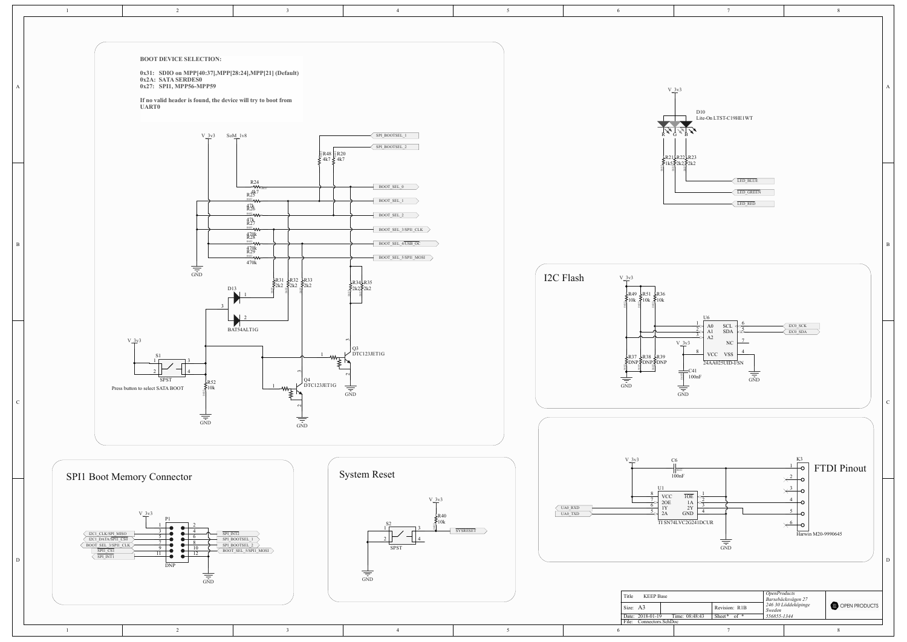**BOOT DEVICE SELECTION:**

**0x31: SDIO on MPP[40:37],MPP[28:24],MPP[21] (Default)**
**0x2A: SATA SERDES0**
**0x27: SPI1, MPP56-MPP59**

**If no valid header is found, the device will try to boot from UART0**

V_3v3 SoM_1v8

SPI_BOOTSEL_1
SPI_BOOTSEL_2

R48 4k7 R20 4k7

R24 4k7 BOOT_SEL_0
R25 47k BOOT_SEL_1
R26 47k BOOT_SEL_2
R27 470k BOOT_SEL_3/SPI1_CLK
R28 470k BOOT_SEL_4/USB_OC
R29 470k BOOT_SEL_5/SPI1_MOSI

GND

R31 2k2 R32 2k2 R33 2k2 R34 2k2 R35 2k2

D13 BAT54ALT1G

V_3v3

S1 SPST

Press button to select SATA BOOT

R52 10k

GND

Q3 DTC123JET1G

Q4 DTC123JET1G

GND GND

V_3v3

D10 Lite-On LTST-C19HE1WT

R G B

R21 1k5 R22 2k2 R23 2k2

LED_BLUE
LED_GREEN
LED_RED

## I2C Flash

V_3v3

R49 10k R51 10k R36 10k

U6

A0 SCL
A1 SDA
A2 NC
VCC VSS

I2C0_SCK
I2C0_SDA

R37 DNP R38 DNP R39 DNP

V_3v3

C41 100nF

24AA025UID-I/SN

GND GND GND

## SPI1 Boot Memory Connector

V_3v3

P1

I2C1_CLK/SPI_MISO
I2C1_DATA/SPI1_CS0
BOOT_SEL_3/SPI1_CLK
SPI1_CS1
SPI_INT1

SPI_INT2
SPI_BOOTSEL_1
SPI_BOOTSEL_2
BOOT_SEL_5/SPI1_MOSI

DNP

GND

## System Reset

V_3v3

R40 10k

S2 SPST

SYSRESET

GND

## FTDI Pinout

V_3v3 C6 100nF

U1

VCC 1OE
2OE 1A
1Y 2Y
2A GND

UA0_RXD
UA0_TXD

TI SN74LVC2G241DCUR

GND

K3

Harwin M20-9990645

| | | | |
|---|---|---|---|
| Title | KEEP Base | | OpenProducts Barsebäcksvägen 27 246 30 Löddeköpinge Sweden 556855-1344 |
| Size: A3 | | Revision: R1B | |
| Date: 2018-01-19 | Time: 08:48:43 | Sheet * of * | |
| File: Connectors.SchDoc | | | |

OPEN PRODUCTS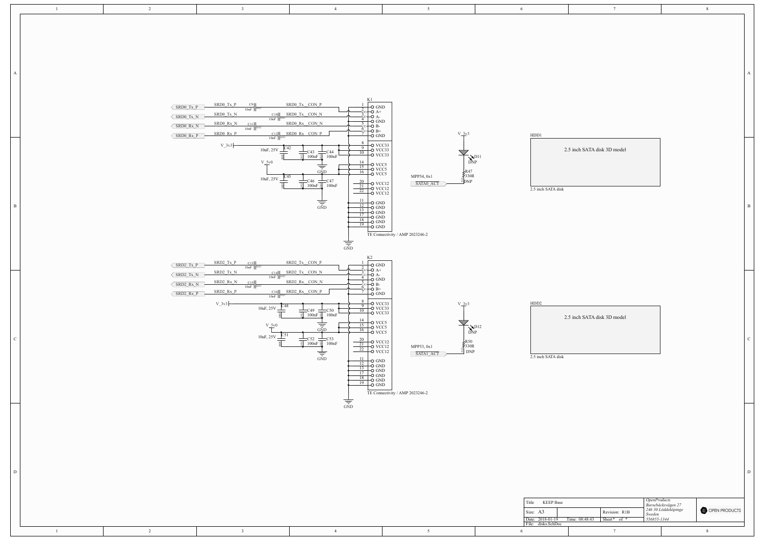K1

| Pin | Signal |
|---|---|
| 1 | GND |
| 2 | A+ |
| 3 | A- |
| 4 | GND |
| 5 | B- |
| 6 | B+ |
| 7 | GND |
| 8 | VCC33 |
| 9 | VCC33 |
| 10 | VCC33 |
| 14 | VCC5 |
| 15 | VCC5 |
| 16 | VCC5 |
| 20 | VCC12 |
| 21 | VCC12 |
| 22 | VCC12 |
| 11 | GND |
| 12 | GND |
| 13 | GND |
| 17 | GND |
| 18 | GND |
| 19 | GND |

TE Connectivity / AMP 2023246-2

SRD0_Tx_P — C9 10nF — SRD0_Tx__CON_P
SRD0_Tx_N — C10 10nF — SRD0_Tx__CON_N
SRD0_Rx_N — C11 10nF — SRD0_Rx__CON_N
SRD0_Rx_P — C12 10nF — SRD0_Rx__CON_P

V_3v3 — C42 10uF, 25V; C43 100nF; C44 100nF — GND
V_5v0 — C45 10uF, 25V; C46 100nF; C47 100nF — GND

V_3v3 — D11 DNP — R47 330R DNP — SATA0_ACT (MPP54, 0x1)

HDD1
2.5 inch SATA disk 3D model
2.5 inch SATA disk

K2

| Pin | Signal |
|---|---|
| 1 | GND |
| 2 | A+ |
| 3 | A- |
| 4 | GND |
| 5 | B- |
| 6 | B+ |
| 7 | GND |
| 8 | VCC33 |
| 9 | VCC33 |
| 10 | VCC33 |
| 14 | VCC5 |
| 15 | VCC5 |
| 16 | VCC5 |
| 20 | VCC12 |
| 21 | VCC12 |
| 22 | VCC12 |
| 11 | GND |
| 12 | GND |
| 13 | GND |
| 17 | GND |
| 18 | GND |
| 19 | GND |

TE Connectivity / AMP 2023246-2

SRD2_Tx_P — C13 10nF — SRD2_Tx__CON_P
SRD2_Tx_N — C14 10nF — SRD2_Tx__CON_N
SRD2_Rx_N — C15 10nF — SRD2_Rx__CON_N
SRD2_Rx_P — C16 10nF — SRD2_Rx__CON_P

V_3v3 — C48 10uF, 25V; C49 100nF; C50 100nF — GND
V_5v0 — C51 10uF, 25V; C52 100nF; C53 100nF — GND

V_3v3 — D12 DNP — R50 330R DNP — SATA1_ACT (MPP53, 0x1)

HDD2
2.5 inch SATA disk 3D model
2.5 inch SATA disk

| | | | |
|---|---|---|---|
| Title: KEEP Base | | | *OpenProducts Barsebäcksvägen 27 246 30 Löddeköpinge Sweden 556855-1344* |
| Size: A3 | | Revision: R1B | |
| Date: 2018-01-19 | Time: 08:48:43 | Sheet * of * | |
| File: disks.SchDoc | | | |

OPEN PRODUCTS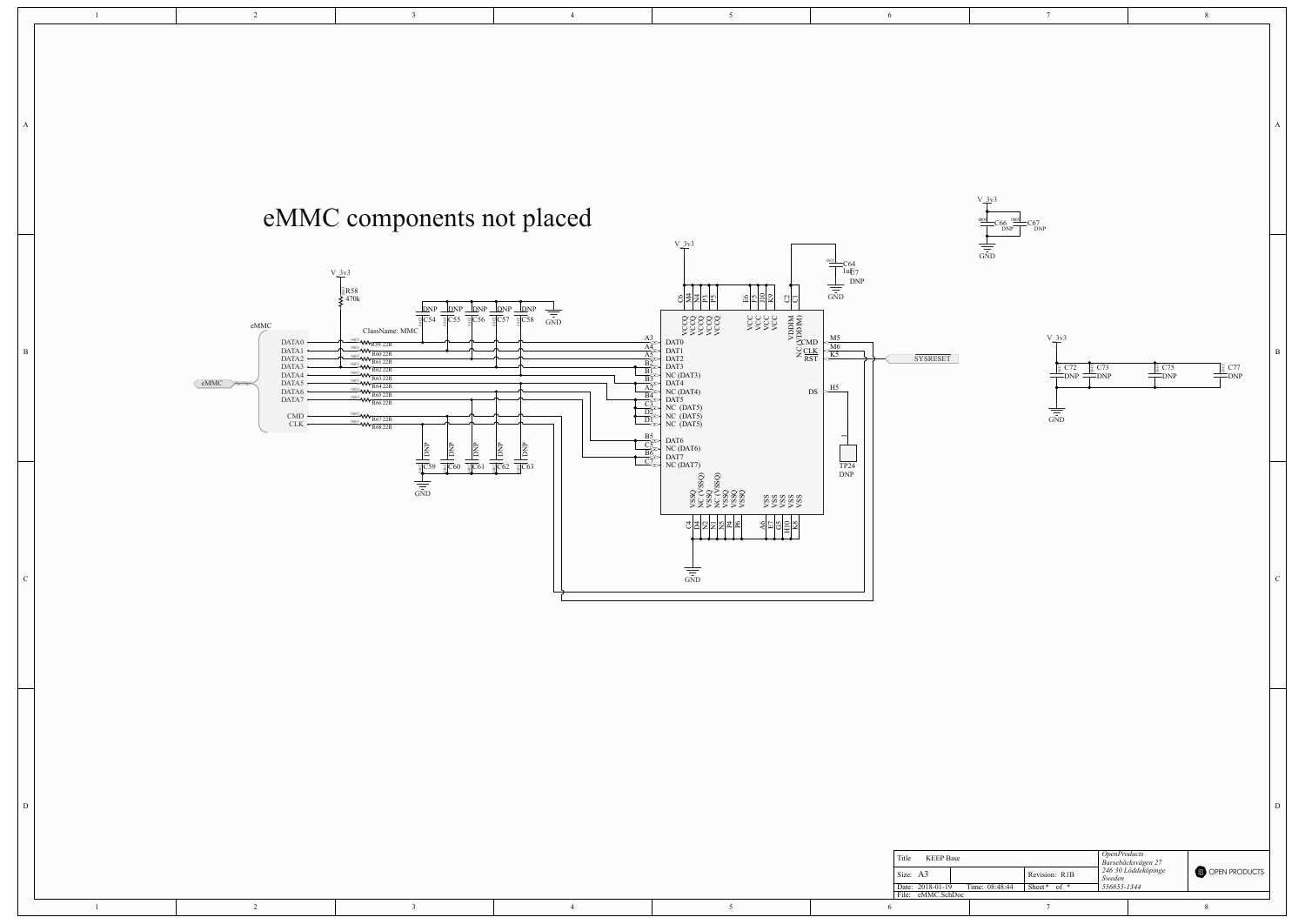# eMMC components not placed

V_3v3

R58 470k

eMMC

ClassName: MMC

| eMMC | Resistor | eMMC pin | Signal |
|---|---|---|---|
| DATA0 | R59 22R | A3 | DAT0 |
| DATA1 | R60 22R | A4 | DAT1 |
| DATA2 | R61 22R | A5 | DAT2 |
| DATA3 | R62 22R | B2 | DAT3 |
| DATA4 | R63 22R | B3 | DAT4 |
| DATA5 | R64 22R | B4 | DAT5 |
| DATA6 | R65 22R | B5 | DAT6 |
| DATA7 | R66 22R | B6 | DAT7 |
| CMD | R67 22R | M5 | CMD |
| CLK | R68 22R | M6 | CLK |

Other eMMC pins: B1 NC (DAT3), A2 NC (DAT4), C2 NC (DAT5), D2 NC (DAT5), D1 NC (DAT5), C5 NC (DAT6), C7 NC (DAT7)

C54 DNP, C55 DNP, C56 DNP, C57 DNP, C58 DNP — GND

C59 DNP, C60 DNP, C61 DNP, C62 DNP, C63 DNP — GND

V_3v3 — VCCQ: C6, M4, N4, P3, P5; VCC: E6, F5, J10, K9

VDDIM: C2, C1 — C64 1uF, C??7 DNP — GND

NC (VDDIM)

RST — K5 — SYSRESET

DS — H5 — TP24 DNP

VSSQ: C4, D4, N2, N5, P4, P6 (NC (VSSQ)); VSS: A6, E7, G5, H10, K8 — GND

V_3v3 — C66 DNP, C67 DNP — GND

V_3v3 — C72 DNP, C73 DNP, C75 DNP, C77 DNP — GND

| Title | KEEP Base | | OpenProducts Barsebäcksvägen 27 246 30 Löddeköpinge Sweden 556855-1344 |
|---|---|---|---|
| Size: A3 | | Revision: R1B | |
| Date: 2018-01-19 | Time: 08:48:44 | Sheet* of * | |
| File: eMMC.SchDoc | | | |

OPEN PRODUCTS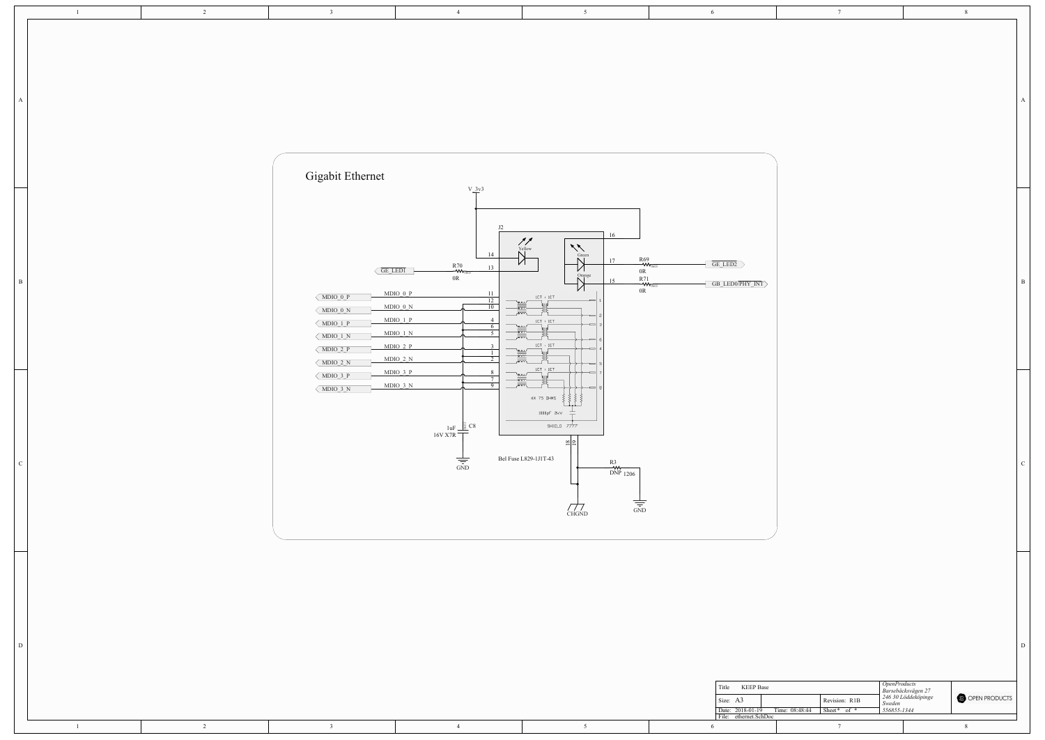# Gigabit Ethernet

V_3v3

J2

Yellow

Green

Orange

14

13

16

17

15

R70
0R

R69
0R

R71
0R

GE_LED1

GE_LED2

GB_LED0/PHY_INT

MDIO_0_P

MDIO_0_N

MDIO_1_P

MDIO_1_N

MDIO_2_P

MDIO_2_N

MDIO_3_P

MDIO_3_N

11
12
10

4
6
5

3
1
2

8
7
9

1CT : 1CT

4X 75 OHMS

1000pF 2kV

SHIELD

1uF
16V X7R
C8

GND

Bel Fuse L829-1J1T-43

18
19

R3
DNP 1206

CHGND

GND

| Title | KEEP Base | | OpenProducts Barsebäcksvägen 27 246 30 Löddeköpinge Sweden 556855-1344 |
|---|---|---|---|
| Size: A3 | | Revision: R1B | |
| Date: 2018-01-19 | Time: 08:48:44 | Sheet* of * | |
| File: ethernet.SchDoc | | | |

OPEN PRODUCTS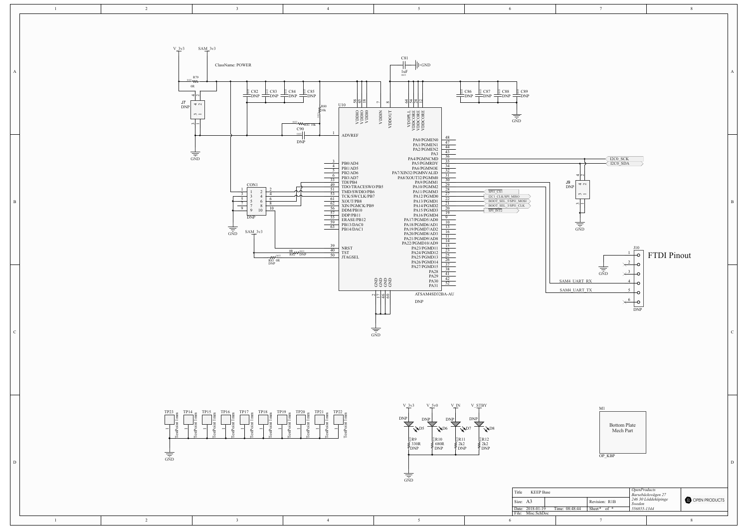V_3v3

SAM_3v3

ClassName: POWER

R79
0R

J7
DNP

C82 DNP
C83 DNP
C84 DNP
C85 DNP

R80
10k

R81 10k

C90
DNP

C81
1uF

GND

C86 DNP
C87 DNP
C88 DNP
C89 DNP

GND

U10

VDDIO (58)
VDDIO (45)
VDDIO (18)
VDDIN (7)
VDDOUT (8)
VDDPLL (64)
VDDCORE (54)
VDDCORE (24)
VDDCORE (12)

| Pin | Name |
| --- | --- |
| 1 | ADVREF |
| 3 | PB0/AD4 |
| 4 | PB1/AD5 |
| 5 | PB2/AD6 |
| 6 | PB3/AD7 |
| 33 | TDI/PB4 |
| 49 | TDO/TRACESWO/PB5 |
| 51 | TMD/SWDIO/PB6 |
| 53 | TCK/SWCLK/PB7 |
| 61 | XOUT/PB8 |
| 62 | XIN/PGMCK/PB9 |
| 56 | DDM/PB10 |
| 57 | DDP/PB11 |
| 55 | ERASE/PB12 |
| 59 | PB13/DAC0 |
| 63 | PB14/DAC1 |
| 39 | NRST |
| 40 | TST |
| 50 | JTAGSEL |

| Pin | Name |
| --- | --- |
| 48 | PA0/PGMEN0 |
| 47 | PA1/PGMEN1 |
| 44 | PA2/PGMEN2 |
| 43 | PA3 |
| 36 | PA4/PGMNCMD |
| 35 | PA5/PGMRDY |
| 34 | PA6/PGMNOE |
| 32 | PA7/XIN32/PGMNVALID |
| 31 | PA8/XOUT32/PGMM0 |
| 30 | PA9/PGMM1 |
| 29 | PA10/PGMM2 |
| 28 | PA11/PGMM3 |
| 27 | PA12/PGMD0 |
| 22 | PA13/PGMD1 |
| 21 | PA14/PGMD2 |
| 20 | PA15/PGMD3 |
| 19 | PA16/PGMD4 |
| 10 | PA17/PGMD5/AD0 |
| 9 | PA18/PGMD6/AD1 |
| 13 | PA19/PGMD7/AD2 |
| 16 | PA20/PGMD8/AD3 |
| 11 | PA21/PGMD9/AD8 |
| 14 | PA22/PGMD10/AD9 |
| 15 | PA23/PGMD11 |
| 23 | PA24/PGMD12 |
| 25 | PA25/PGMD13 |
| 26 | PA26/PGMD14 |
| 37 | PA27/PGMD15 |
| 38 | PA28 |
| 41 | PA29 |
| 42 | PA30 |
| 52 | PA31 |

GND (2, 17, 46, 60)

ATSAM4SD32BA-AU

DNP

I2C0_SCK
I2C0_SDA

J9
DNP

SPI1_CS1
I2C1_CLK/SPI_MISO
BOOT_SEL_5/SPI1_MOSI
BOOT_SEL_3/SPI1_CLK
SPI_INT2

CON1
DNP

GND

SAM_3v3

R82 0R DNP

R83 0R DNP

J10

FTDI Pinout

SAM4_UART_RX
SAM4_UART_TX

DNP

TP23, TP14, TP15, TP16, TP17, TP18, TP19, TP20, TP21, TP22 — TestPoint 1mm

GND

V_3v3, V_5v0, V_IN, V_STBY

D5 DNP, D6 DNP, D7 DNP, D8 DNP

R9 330R DNP
R10 680R DNP
R11 2k2 DNP
R12 2k2 DNP

GND

M1

Bottom Plate Mech Part

OP_KBP

| Title | KEEP Base | | OpenProducts Barsebäcksvägen 27 246 30 Löddeköpinge Sweden 556855-1344 | OPEN PRODUCTS |
| --- | --- | --- | --- | --- |
| Size: A3 | | Revision: R1B | | |
| Date: 2018-01-19 | Time: 08:48:44 | Sheet * of * | | |
| File: Misc.SchDoc | | | | |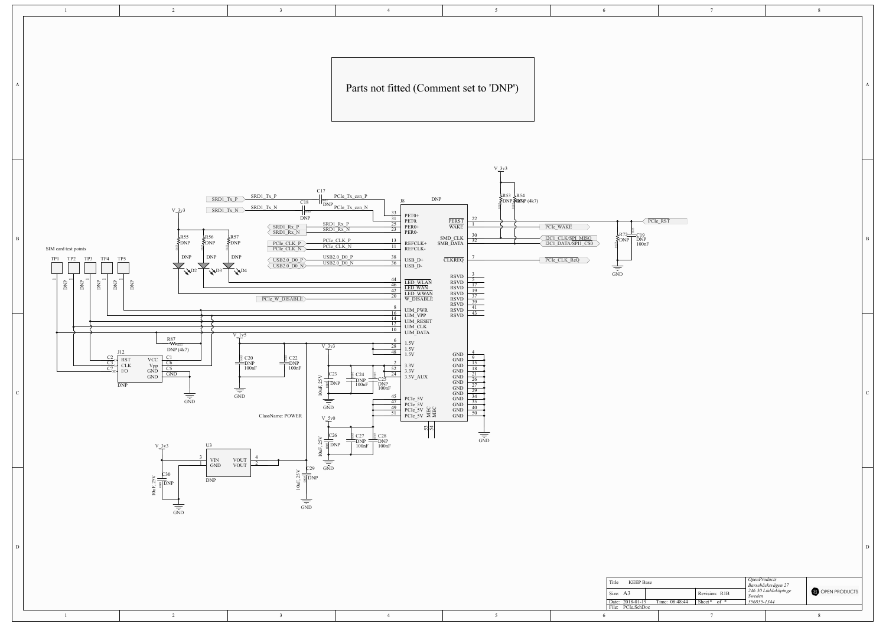# Parts not fitted (Comment set to 'DNP')

J8 DNP

V_3v3

R53 DNP, R54 DNP (4k7)

SRD1_Tx_P — C17 DNP — PCIe_Tx_con_P — 33 PET0+
SRD1_Tx_N — C18 DNP — PCIe_Tx_con_N — 31 PET0-
SRD1_Rx_P — 25 PER0+
SRD1_Rx_N — 23 PER0-
PCIe_CLK_P — 13 REFCLK+
PCIe_CLK_N — 11 REFCLK-
USB2.0_D0_P — 38 USB_D+
USB2.0_D0_N — 36 USB_D-
44 LED_WLAN
46 LED_WAN
42 LED_WWAN
PCIe_W_DISABLE — 20 W_DISABLE
8 UIM_PWR
16 UIM_VPP
14 UIM_RESET
12 UIM_CLK
10 UIM_DATA
6 1.5V, 28 1.5V, 48 1.5V
2 3.3V, 52 3.3V, 24 3.3V_AUX
45 PCIe_5V, 47 PCIe_5V, 49 PCIe_5V, 51 PCIe_5V
53 MEC, S4 MEC

PERST 22 — PCIe_RST
WAKE 1 — PCIe_WAKE
SMD_CLK 30 — I2C1_CLK/SPI_MISO
SMB_DATA 32 — I2C1_DATA/SPI1_CS0
CLKREQ 7 — PCIe_CLK_ReQ
RSVD 3, 5, 17, 19, 37, 39, 41, 43
GND 4, 9, 15, 18, 21, 26, 27, 29, 34, 35, 40, 50

R72 DNP, C19 DNP 100nF, GND

V_3v3 — R55 DNP, R56 DNP, R57 DNP — D2 DNP, D3 DNP, D4 DNP

SIM card test points: TP1 DNP, TP2 DNP, TP3 DNP, TP4 DNP, TP5 DNP

R87 DNP (4k7)

J12 DNP: C2 RST, C3 CLK, C7 I/O, C1 VCC, C6 Vpp, C5 GND, GND — GND

V_1v5 — C20 DNP 100nF, C22 DNP 100nF — GND

V_3v3 — C23 10uF 25V DNP, C24 DNP 100nF, C25 DNP 100nF — GND

V_5v0 — C26 10uF 25V DNP, C27 DNP 100nF, C28 DNP 100nF — GND

ClassName: POWER

V_3v3 — U3 DNP: 3 VIN, 1 GND, 4 VOUT, 2 VOUT
C30 10uF 25V DNP — GND
C29 10uF 25V DNP — GND

| Title | KEEP Base | | |
|---|---|---|---|
| Size: A3 | | Revision: R1B | |
| Date: 2018-01-19 | Time: 08:48:44 | Sheet * of * | |
| File: PCIe.SchDoc | | | |

*OpenProducts*
*Barsebäcksvägen 27*
*246 30 Löddeköpinge*
*Sweden*
*556855-1344*

OPEN PRODUCTS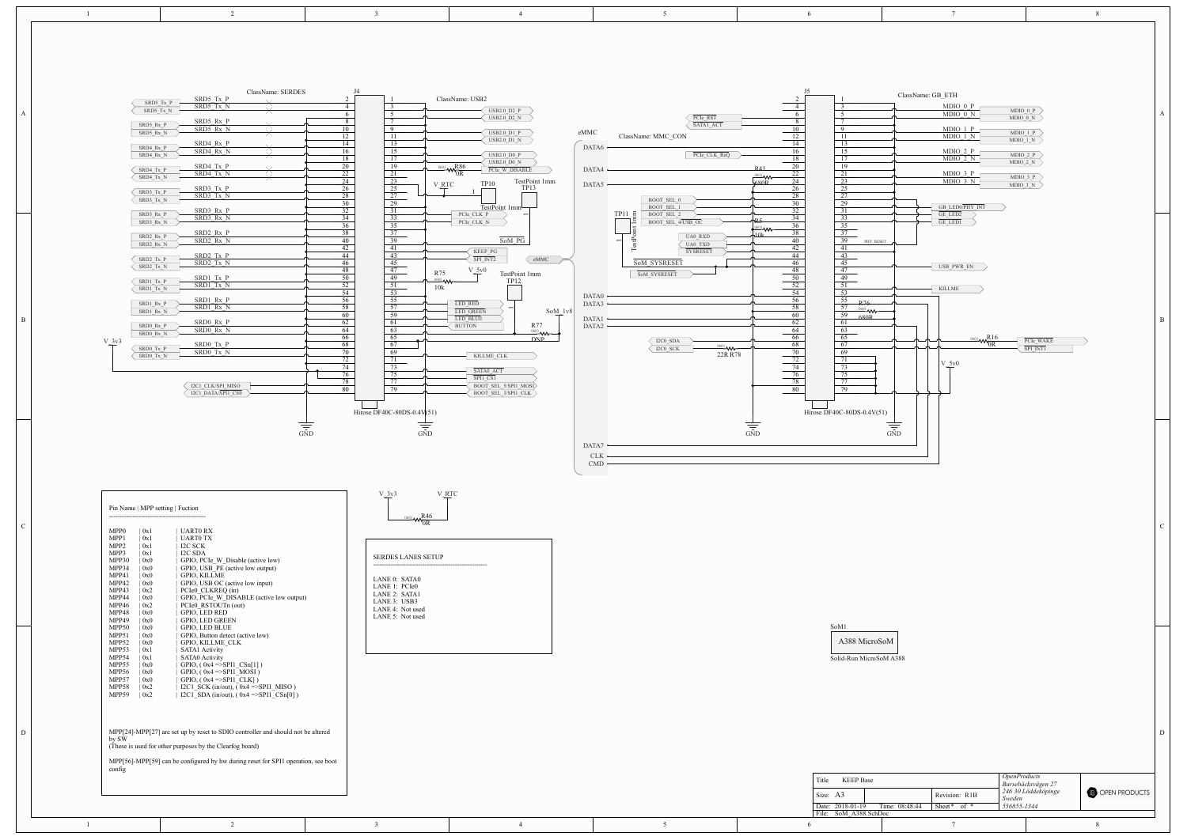## Pin Name | MPP setting | Fuction

| Pin Name | MPP setting | Fuction |
|---|---|---|
| MPP0 | 0x1 | UART0 RX |
| MPP1 | 0x1 | UART0 TX |
| MPP2 | 0x1 | I2C SCK |
| MPP3 | 0x1 | I2C SDA |
| MPP30 | 0x0 | GPIO, PCIe_W_Disable (active low) |
| MPP34 | 0x0 | GPIO, USB_PE (active low output) |
| MPP41 | 0x0 | GPIO, KILLME |
| MPP42 | 0x0 | GPIO, USB OC (active low input) |
| MPP43 | 0x2 | PCIe0_CLKREQ (in) |
| MPP44 | 0x0 | GPIO, PCIe_W_DISABLE (active low output) |
| MPP46 | 0x2 | PCIe0_RSTOUTn (out) |
| MPP48 | 0x0 | GPIO, LED RED |
| MPP49 | 0x0 | GPIO, LED GREEN |
| MPP50 | 0x0 | GPIO, LED BLUE |
| MPP51 | 0x0 | GPIO, Button detect (active low) |
| MPP52 | 0x0 | GPIO, KILLME_CLK |
| MPP53 | 0x1 | SATA1 Activity |
| MPP54 | 0x1 | SATA0 Activity |
| MPP55 | 0x0 | GPIO, ( 0x4 =>SPI1_CSn[1] ) |
| MPP56 | 0x0 | GPIO, ( 0x4 =>SPI1_MOSI ) |
| MPP57 | 0x0 | GPIO, ( 0x4 =>SPI1_CLK] ) |
| MPP58 | 0x2 | I2C1_SCK (in/out), ( 0x4 =>SPI1_MISO ) |
| MPP59 | 0x2 | I2C1_SDA (in/out), ( 0x4 =>SPI1_CSn[0] ) |

MPP[24]-MPP[27] are set up by reset to SDIO controller and should not be altered by SW
(These is used for other purposes by the Clearfog board)

MPP[56]-MPP[59] can be configured by hw during reset for SPI1 operation, see boot config

## SERDES LANES SETUP

LANE 0: SATA0
LANE 1: PCIe0
LANE 2: SATA1
LANE 3: USB3
LANE 4: Not used
LANE 5: Not used

SoM1
A388 MicroSoM
Solid-Run MicroSoM A388

J4 Hirose DF40C-80DS-0.4V(51) — ClassName: SERDES, ClassName: USB2
J5 Hirose DF40C-80DS-0.4V(51) — ClassName: MMC_CON, ClassName: GB_ETH

| Title | KEEP Base | | |
|---|---|---|---|
| Size: A3 | | Revision: R1B | |
| Date: 2018-01-19 | Time: 08:48:44 | Sheet* of * | |
| File: SoM_A388.SchDoc | | | |

OpenProducts
Barsebäcksvägen 27
246 30 Löddeköpinge
Sweden
556855-1344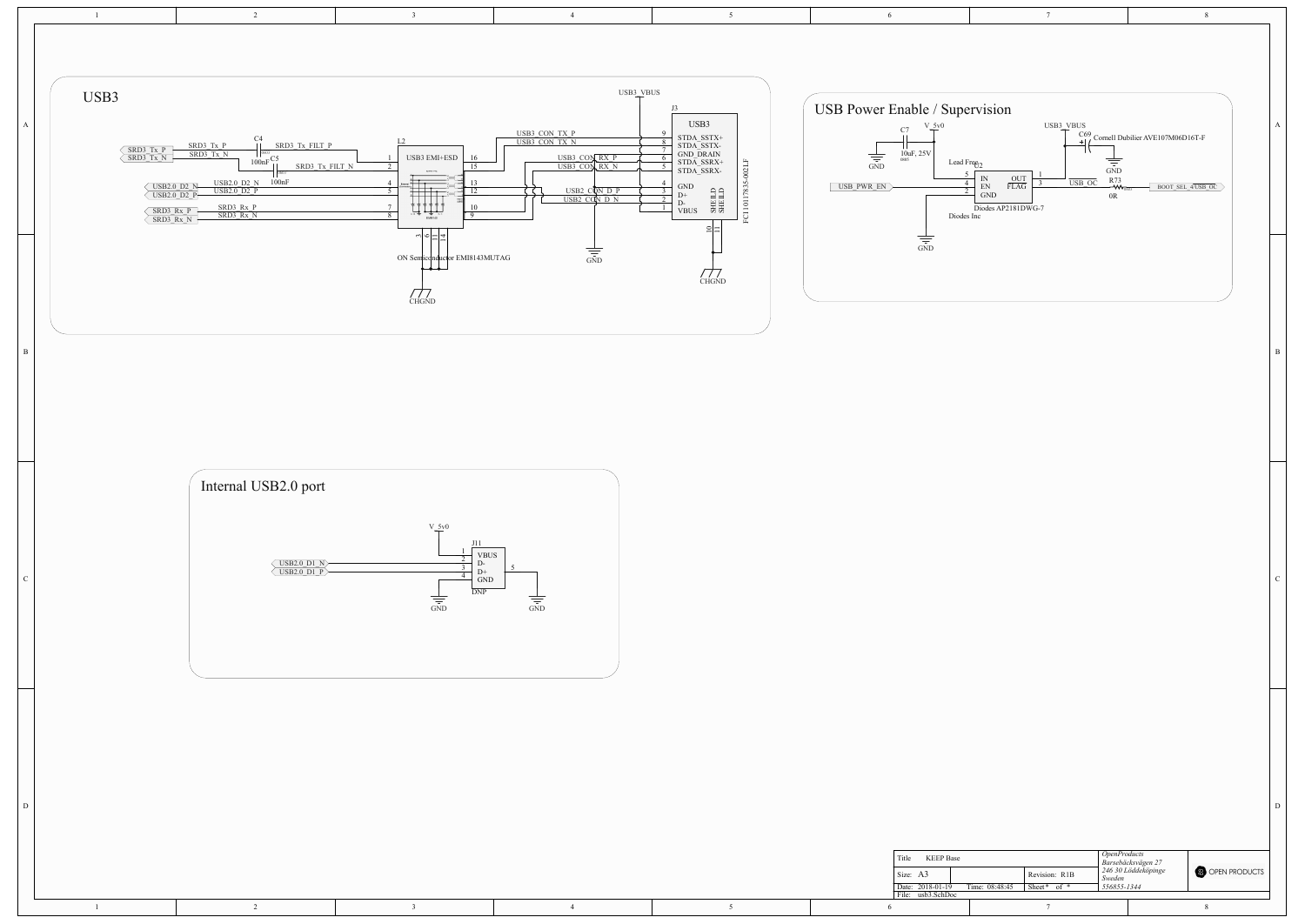## USB3

USB3_VBUS

J3

USB3

- 9 STDA_SSTX+
- 8 STDA_SSTX-
- 7 GND_DRAIN
- 6 STDA_SSRX+
- 5 STDA_SSRX-
- 4 GND
- 3 D+
- 2 D-
- 1 VBUS
- 10 SHIELD
- 11 SHIELD

FC11017835-002LF

SRD3_Tx_P — SRD3_Tx_P — C4 100nF — SRD3_Tx_FILT_P

SRD3_Tx_N — SRD3_Tx_N — C5 100nF — SRD3_Tx_FILT_N

USB2.0_D2_N — USB2.0_D2_N

USB2.0_D2_P — USB2.0_D2_P

SRD3_Rx_P — SRD3_Rx_P

SRD3_Rx_N — SRD3_Rx_N

L2

USB3 EMI+ESD

Pins: 1, 2, 4, 5, 7, 8, 16, 15, 13, 12, 10, 9, 3, 6, 11, 14

ON Semiconductor EMI8143MUTAG

USB3_CON_TX_P, USB3_CON_TX_N, USB3_CON_RX_P, USB3_CON_RX_N, USB2_CON_D_P, USB2_CON_D_N

GND

CHGND

## USB Power Enable / Supervision

V_5v0

C7 10uF, 25V

GND

Lead Free U2

- 5 IN
- 4 EN
- 2 GND
- 1 OUT
- 3 FLAG

Diodes AP2181DWG-7

Diodes Inc

USB_PWR_EN

USB3_VBUS

C69 Cornell Dubilier AVE107M06D16T-F

GND

USB_OC — R73 0R — BOOT_SEL_4/USB_OC

## Internal USB2.0 port

V_5v0

J11

- 1 VBUS
- 2 D-
- 3 D+
- 4 GND
- 5

DNP

USB2.0_D1_N

USB2.0_D1_P

GND

| Title | KEEP Base | | OpenProducts Barsebäcksvägen 27 246 30 Löddeköpinge Sweden 556855-1344 |
|---|---|---|---|
| Size: A3 | | Revision: R1B | |
| Date: 2018-01-19 | Time: 08:48:45 | Sheet\* of \* | |
| File: usb3.SchDoc | | | |

OPEN PRODUCTS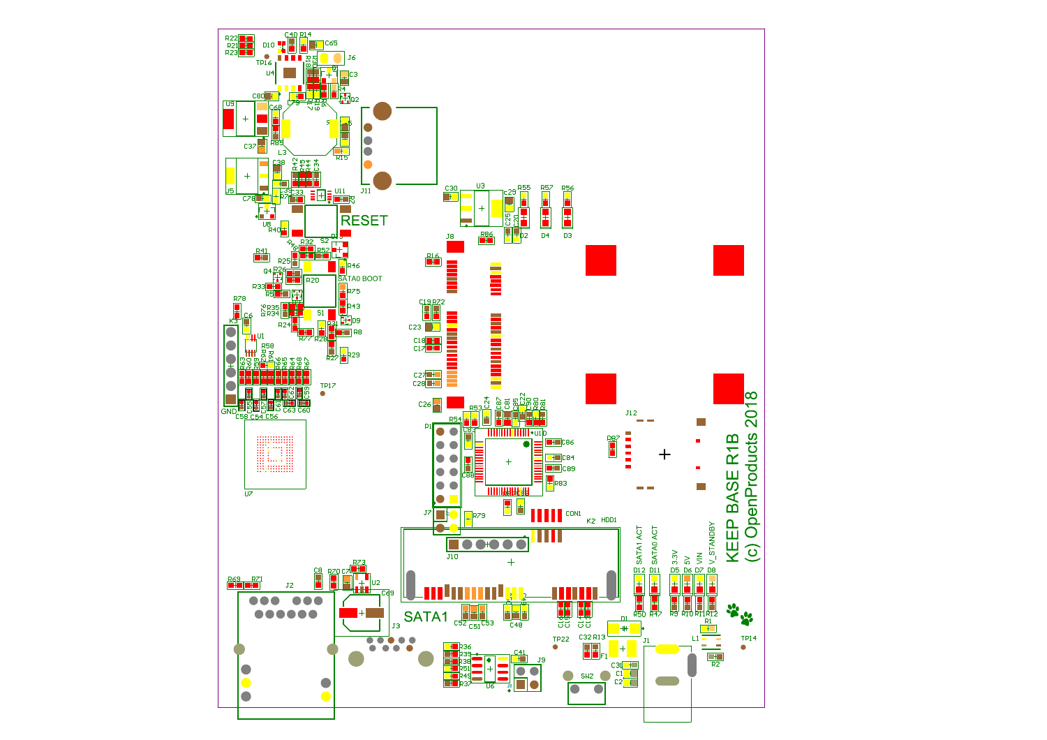KEEP BASE R1B

(c) OpenProducts 2018

RESET

SATA0 BOOT

SATA1

HDD1

SATA1 ACT

SATA0 ACT

3.3V

5V

VIN

V_STANDBY

GND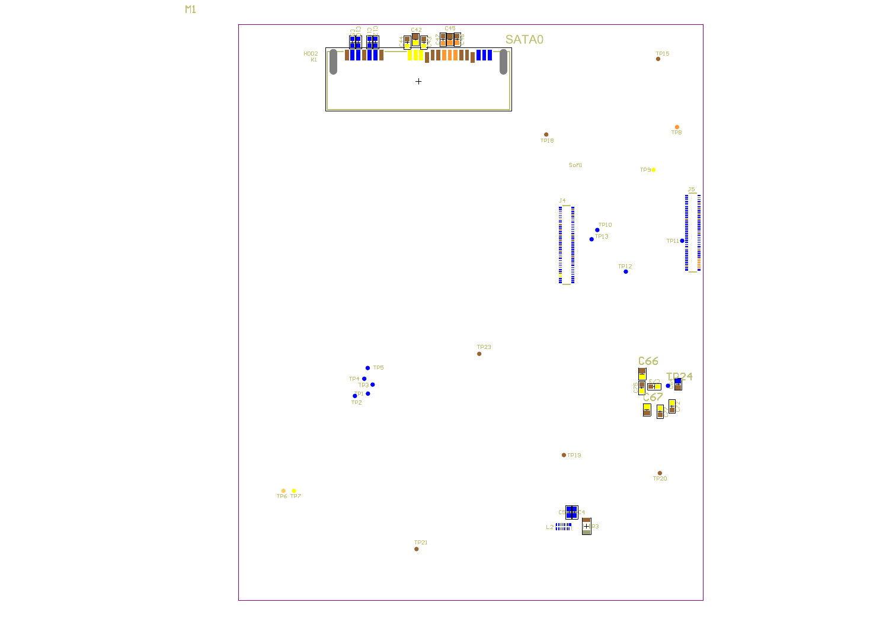M1

SATA0

H002
K1

C42

C45

C44

C47

TP15

TP16

TP8

SoM1

TP9

J5

J4

TP10

TP13

TP11

TP12

TP23

C66

TP24

C75

C67

TP5

TP4

TP3

TP1

TP2

TP19

TP20

TP6 TP7

C5

L2

P3

TP21